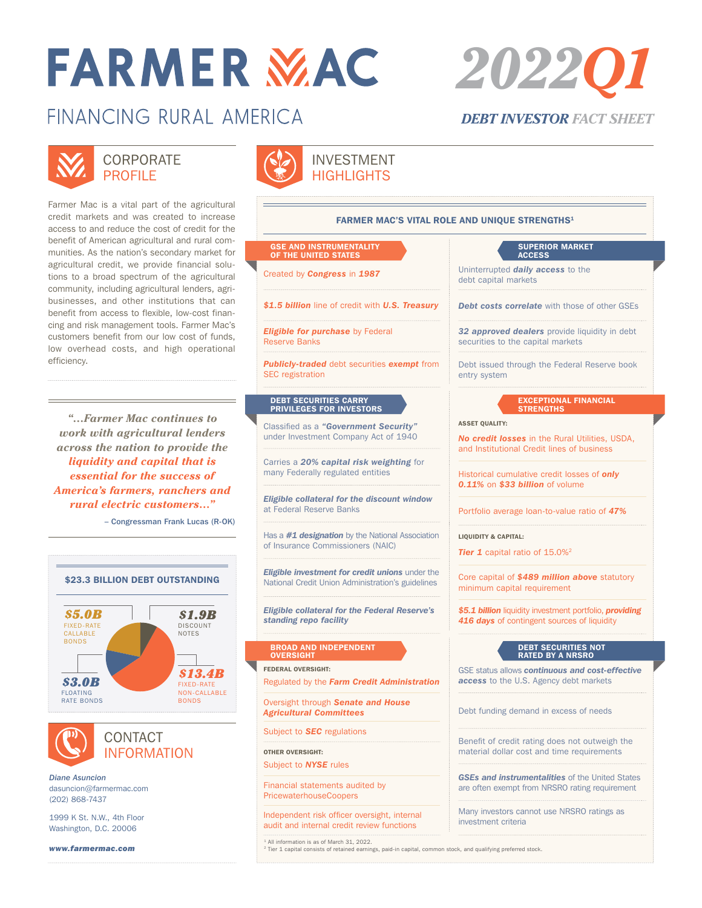# FARMER MAC

## FINANCING RURAL AMERICA

# 2022Q1

## DEBT INVESTOR FACT SHEET

## CORPORATE PROFILE

Farmer Mac is a vital part of the agricultural credit markets and was created to increase access to and reduce the cost of credit for the benefit of American agricultural and rural communities. As the nation's secondary market for agricultural credit, we provide financial solutions to a broad spectrum of the agricultural community, including agricultural lenders, agribusinesses, and other institutions that can benefit from access to flexible, low-cost financing and risk management tools. Farmer Mac's customers benefit from our low cost of funds, low overhead costs, and high operational efficiency.

> *"...Farmer Mac continues to work with agricultural lenders across the nation to provide the liquidity and capital that is essential for the success of America's farmers, ranchers and rural electric customers..."*
>
> – Congressman Frank Lucas (R-OK)

### $23.3 BILLION DEBT OUTSTANDING

- **$5.0B** FIXED-RATE CALLABLE BONDS
- **$1.9B** DISCOUNT NOTES
- **$3.0B** FLOATING RATE BONDS
- **$13.4B** FIXED-RATE NON-CALLABLE BONDS

## CONTACT INFORMATION

*Diane Asuncion*
dasuncion@farmermac.com
(202) 868-7437

1999 K St. N.W., 4th Floor
Washington, D.C. 20006

**www.farmermac.com**

## INVESTMENT HIGHLIGHTS

### FARMER MAC'S VITAL ROLE AND UNIQUE STRENGTHS[1]

#### GSE AND INSTRUMENTALITY OF THE UNITED STATES

- Created by ***Congress*** in ***1987***
- ***$1.5 billion*** line of credit with ***U.S. Treasury***
- ***Eligible for purchase*** by Federal Reserve Banks
- ***Publicly-traded*** debt securities ***exempt*** from SEC registration

#### SUPERIOR MARKET ACCESS

- Uninterrupted ***daily access*** to the debt capital markets
- ***Debt costs correlate*** with those of other GSEs
- ***32 approved dealers*** provide liquidity in debt securities to the capital markets
- Debt issued through the Federal Reserve book entry system

#### DEBT SECURITIES CARRY PRIVILEGES FOR INVESTORS

- Classified as a ***"Government Security"*** under Investment Company Act of 1940
- Carries a ***20% capital risk weighting*** for many Federally regulated entities
- ***Eligible collateral for the discount window*** at Federal Reserve Banks
- Has a ***#1 designation*** by the National Association of Insurance Commissioners (NAIC)
- ***Eligible investment for credit unions*** under the National Credit Union Administration's guidelines
- ***Eligible collateral for the Federal Reserve's standing repo facility***

#### EXCEPTIONAL FINANCIAL STRENGTHS

**ASSET QUALITY:**

- ***No credit losses*** in the Rural Utilities, USDA, and Institutional Credit lines of business
- Historical cumulative credit losses of ***only 0.11%*** on ***$33 billion*** of volume
- Portfolio average loan-to-value ratio of ***47%***

**LIQUIDITY & CAPITAL:**

- ***Tier 1*** capital ratio of 15.0%[2]
- Core capital of ***$489 million above*** statutory minimum capital requirement
- ***$5.1 billion*** liquidity investment portfolio, ***providing 416 days*** of contingent sources of liquidity

#### BROAD AND INDEPENDENT OVERSIGHT

**FEDERAL OVERSIGHT:**

- Regulated by the ***Farm Credit Administration***
- Oversight through ***Senate and House Agricultural Committees***
- Subject to ***SEC*** regulations

**OTHER OVERSIGHT:**

- Subject to ***NYSE*** rules
- Financial statements audited by PricewaterhouseCoopers
- Independent risk officer oversight, internal audit and internal credit review functions

#### DEBT SECURITIES NOT RATED BY A NRSRO

- GSE status allows ***continuous and cost-effective access*** to the U.S. Agency debt markets
- Debt funding demand in excess of needs
- Benefit of credit rating does not outweigh the material dollar cost and time requirements
- ***GSEs and instrumentalities*** of the United States are often exempt from NRSRO rating requirement
- Many investors cannot use NRSRO ratings as investment criteria

[1] All information is as of March 31, 2022.
[2] Tier 1 capital consists of retained earnings, paid-in capital, common stock, and qualifying preferred stock.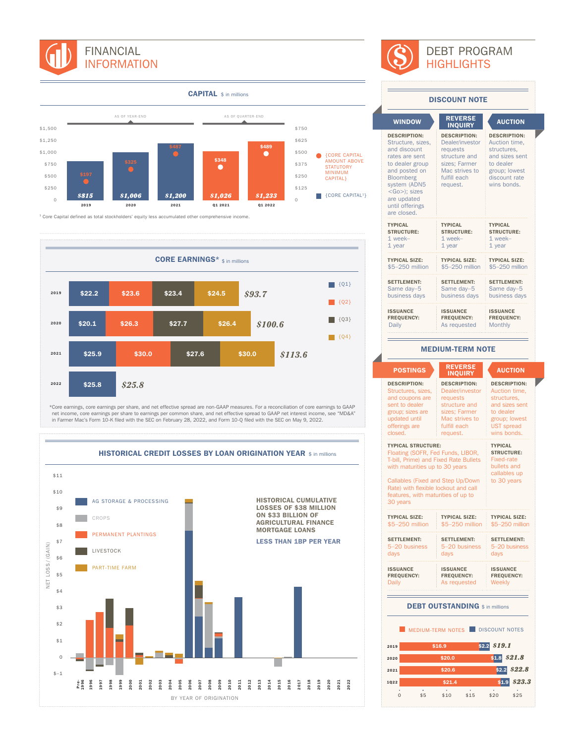# FINANCIAL INFORMATION

## CAPITAL $ in millions

AS OF YEAR-END

AS OF QUARTER-END

$1,500
$1,250
$1,000
$750
$500
$250
0

$750
$625
$500
$375
$250
$125
0

$197
$815
2019

$325
$1,006
2020

$487
$1,200
2021

$348
$1,026
Q1 2021

$489
$1,233
Q1 2022

{CORE CAPITAL AMOUNT ABOVE STATUTORY MINIMUM CAPITAL}

{CORE CAPITAL[1]}

[1] Core Capital defined as total stockholders' equity less accumulated other comprehensive income.

## CORE EARNINGS* $ in millions

2019: $22.2 $23.6 $23.4 $24.5 *$93.7*

2020: $20.1 $26.3 $27.7 $26.4 *$100.6*

2021: $25.9 $30.0 $27.6 $30.0 *$113.6*

2022: $25.8 *$25.8*

{Q1} {Q2} {Q3} {Q4}

*Core earnings, core earnings per share, and net effective spread are non-GAAP measures. For a reconciliation of core earnings to GAAP net income, core earnings per share to earnings per common share, and net effective spread to GAAP net interest income, see "MD&A" in Farmer Mac's Form 10-K filed with the SEC on February 28, 2022, and Form 10-Q filed with the SEC on May 9, 2022.

## HISTORICAL CREDIT LOSSES BY LOAN ORIGINATION YEAR $ in millions

AG STORAGE & PROCESSING
CROPS
PERMANENT PLANTINGS
LIVESTOCK
PART-TIME FARM

**HISTORICAL CUMULATIVE LOSSES OF $38 MILLION ON $33 BILLION OF AGRICULTURAL FINANCE MORTGAGE LOANS**

**LESS THAN 1BP PER YEAR**

NET LOSS / (GAIN)

$11
$10
$9
$8
$7
$6
$5
$4
$3
$2
$1
0
$-1

Pre-1996, 1996, 1997, 1998, 1999, 2000, 2001, 2002, 2003, 2004, 2005, 2006, 2007, 2008, 2009, 2010, 2011, 2012, 2013, 2014, 2015, 2016, 2017, 2018, 2019, 2020, 2021, 2022

BY YEAR OF ORIGINATION

# DEBT PROGRAM HIGHLIGHTS

## DISCOUNT NOTE

| WINDOW | REVERSE INQUIRY | AUCTION |
|---|---|---|
| **DESCRIPTION:** Structure, sizes, and discount rates are sent to dealer group and posted on Bloomberg system (ADN5 <Go>); sizes are updated until offerings are closed. | **DESCRIPTION:** Dealer/investor requests structure and sizes; Farmer Mac strives to fulfill each request. | **DESCRIPTION:** Auction time, structures, and sizes sent to dealer group; lowest discount rate wins bonds. |
| **TYPICAL STRUCTURE:** 1 week–1 year | **TYPICAL STRUCTURE:** 1 week–1 year | **TYPICAL STRUCTURE:** 1 week–1 year |
| **TYPICAL SIZE:** $5–250 million | **TYPICAL SIZE:** $5–250 million | **TYPICAL SIZE:** $5–250 million |
| **SETTLEMENT:** Same day–5 business days | **SETTLEMENT:** Same day–5 business days | **SETTLEMENT:** Same day–5 business days |
| **ISSUANCE FREQUENCY:** Daily | **ISSUANCE FREQUENCY:** As requested | **ISSUANCE FREQUENCY:** Monthly |

## MEDIUM-TERM NOTE

| POSTINGS | REVERSE INQUIRY | AUCTION |
|---|---|---|
| **DESCRIPTION:** Structures, sizes, and coupons are sent to dealer group; sizes are updated until offerings are closed. | **DESCRIPTION:** Dealer/investor requests structure and sizes; Farmer Mac strives to fulfill each request. | **DESCRIPTION:** Auction time, structures, and sizes sent to dealer group; lowest UST spread wins bonds. |
| **TYPICAL STRUCTURE:** Floating (SOFR, Fed Funds, LIBOR, T-bill, Prime) and Fixed Rate Bullets with maturities up to 30 years<br><br>Callables (Fixed and Step Up/Down Rate) with flexible lockout and call features, with maturities of up to 30 years | | **TYPICAL STRUCTURE:** Fixed-rate bullets and callables up to 30 years |
| **TYPICAL SIZE:** $5–250 million | **TYPICAL SIZE:** $5–250 million | **TYPICAL SIZE:** $5–250 million |
| **SETTLEMENT:** 5–20 business days | **SETTLEMENT:** 5–20 business days | **SETTLEMENT:** 5–20 business days |
| **ISSUANCE FREQUENCY:** Daily | **ISSUANCE FREQUENCY:** As requested | **ISSUANCE FREQUENCY:** Weekly |

## DEBT OUTSTANDING $ in millions

MEDIUM-TERM NOTES
DISCOUNT NOTES

2019: $16.9 $2.2 *$19.1*

2020: $20.0 $1.8 *$21.8*

2021: $20.6 $2.2 *$22.8*

1Q22: $21.4 $1.9 *$23.3*

0 $5 $10 $15 $20 $25